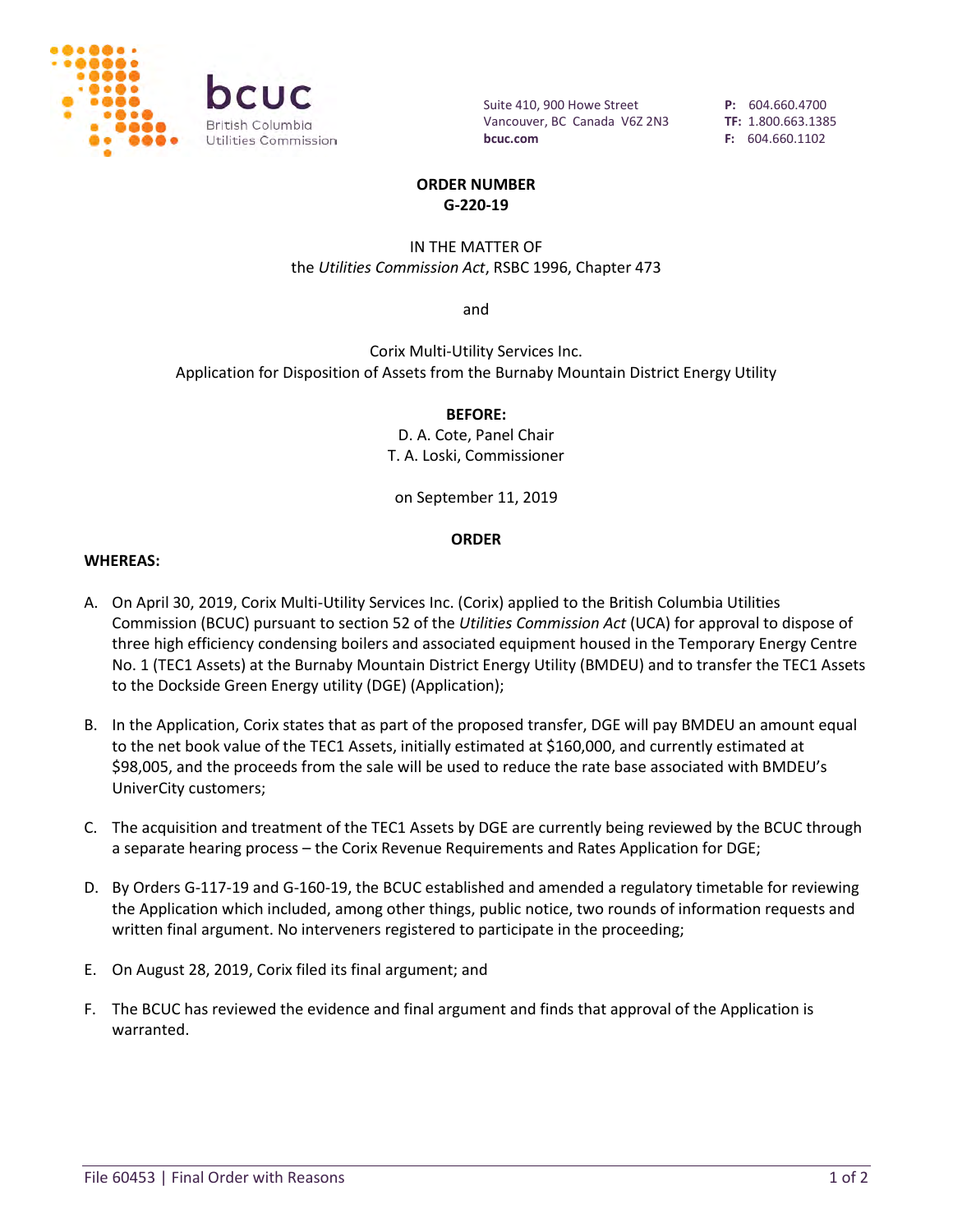bcuc
British Columbia Utilities Commission

Suite 410, 900 Howe Street
Vancouver, BC Canada V6Z 2N3
**bcuc.com**

**P:** 604.660.4700
**TF:** 1.800.663.1385
**F:** 604.660.1102

**ORDER NUMBER**
**G-220-19**

IN THE MATTER OF
the *Utilities Commission Act*, RSBC 1996, Chapter 473

and

Corix Multi-Utility Services Inc.
Application for Disposition of Assets from the Burnaby Mountain District Energy Utility

**BEFORE:**
D. A. Cote, Panel Chair
T. A. Loski, Commissioner

on September 11, 2019

**ORDER**

**WHEREAS:**

A. On April 30, 2019, Corix Multi-Utility Services Inc. (Corix) applied to the British Columbia Utilities Commission (BCUC) pursuant to section 52 of the *Utilities Commission Act* (UCA) for approval to dispose of three high efficiency condensing boilers and associated equipment housed in the Temporary Energy Centre No. 1 (TEC1 Assets) at the Burnaby Mountain District Energy Utility (BMDEU) and to transfer the TEC1 Assets to the Dockside Green Energy utility (DGE) (Application);

B. In the Application, Corix states that as part of the proposed transfer, DGE will pay BMDEU an amount equal to the net book value of the TEC1 Assets, initially estimated at $160,000, and currently estimated at $98,005, and the proceeds from the sale will be used to reduce the rate base associated with BMDEU's UniverCity customers;

C. The acquisition and treatment of the TEC1 Assets by DGE are currently being reviewed by the BCUC through a separate hearing process – the Corix Revenue Requirements and Rates Application for DGE;

D. By Orders G-117-19 and G-160-19, the BCUC established and amended a regulatory timetable for reviewing the Application which included, among other things, public notice, two rounds of information requests and written final argument. No interveners registered to participate in the proceeding;

E. On August 28, 2019, Corix filed its final argument; and

F. The BCUC has reviewed the evidence and final argument and finds that approval of the Application is warranted.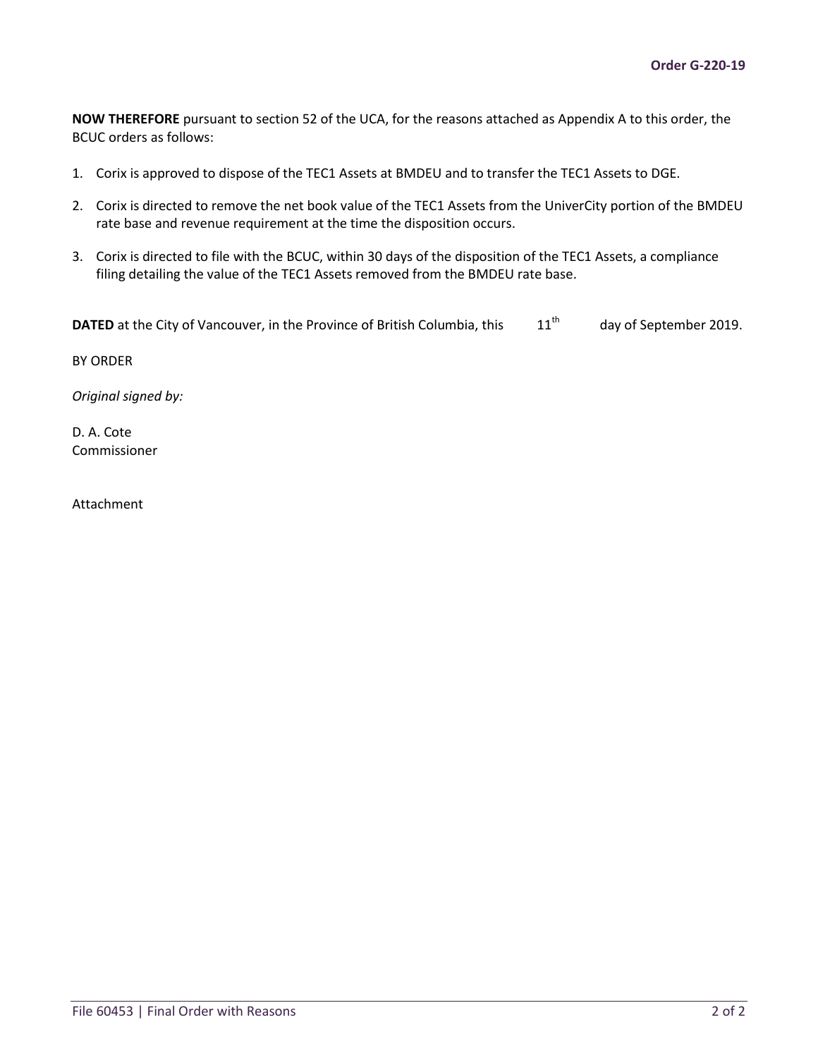**NOW THEREFORE** pursuant to section 52 of the UCA, for the reasons attached as Appendix A to this order, the BCUC orders as follows:

1. Corix is approved to dispose of the TEC1 Assets at BMDEU and to transfer the TEC1 Assets to DGE.
2. Corix is directed to remove the net book value of the TEC1 Assets from the UniverCity portion of the BMDEU rate base and revenue requirement at the time the disposition occurs.
3. Corix is directed to file with the BCUC, within 30 days of the disposition of the TEC1 Assets, a compliance filing detailing the value of the TEC1 Assets removed from the BMDEU rate base.

**DATED** at the City of Vancouver, in the Province of British Columbia, this 11th day of September 2019.

BY ORDER

*Original signed by:*

D. A. Cote
Commissioner

Attachment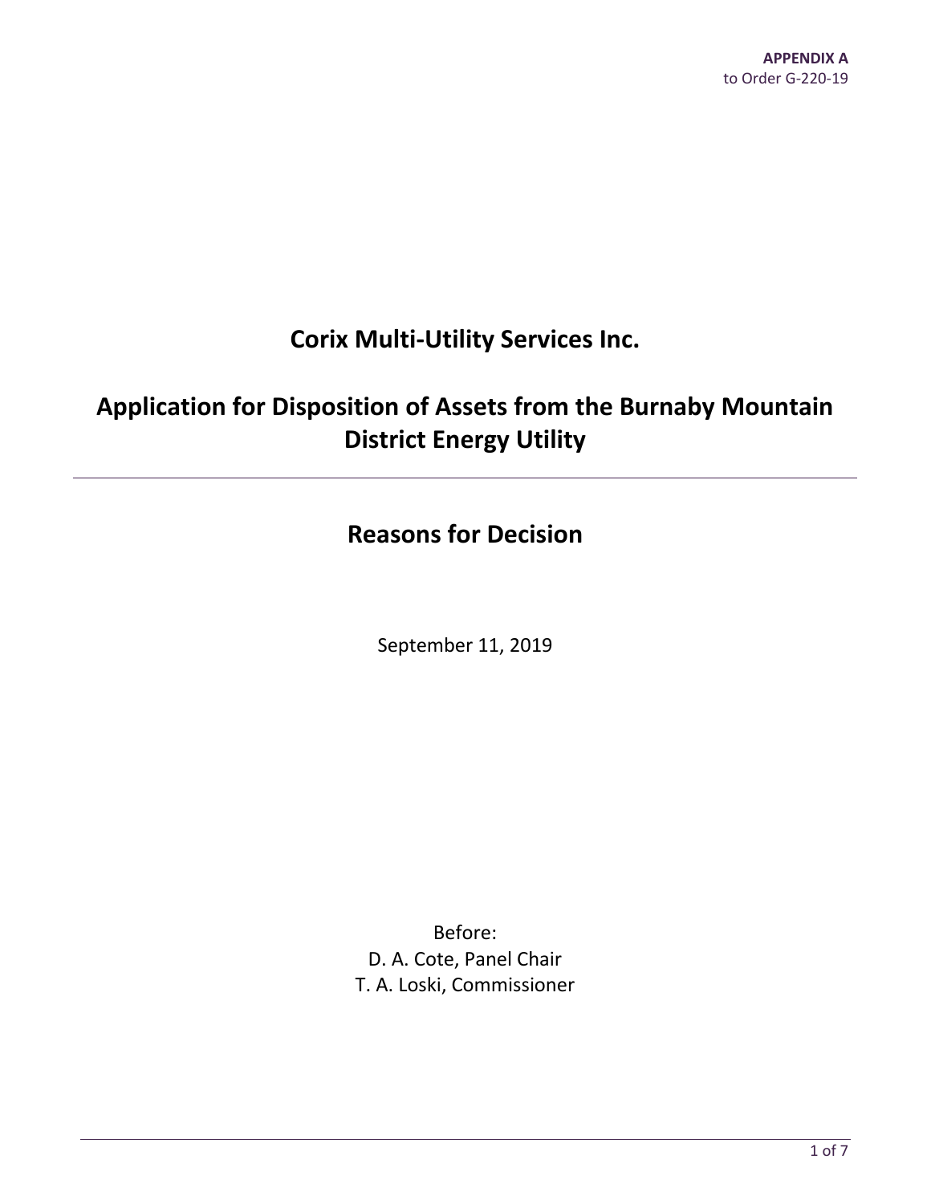**APPENDIX A**
to Order G-220-19

# Corix Multi-Utility Services Inc.

# Application for Disposition of Assets from the Burnaby Mountain District Energy Utility

---

## Reasons for Decision

September 11, 2019

Before:
D. A. Cote, Panel Chair
T. A. Loski, Commissioner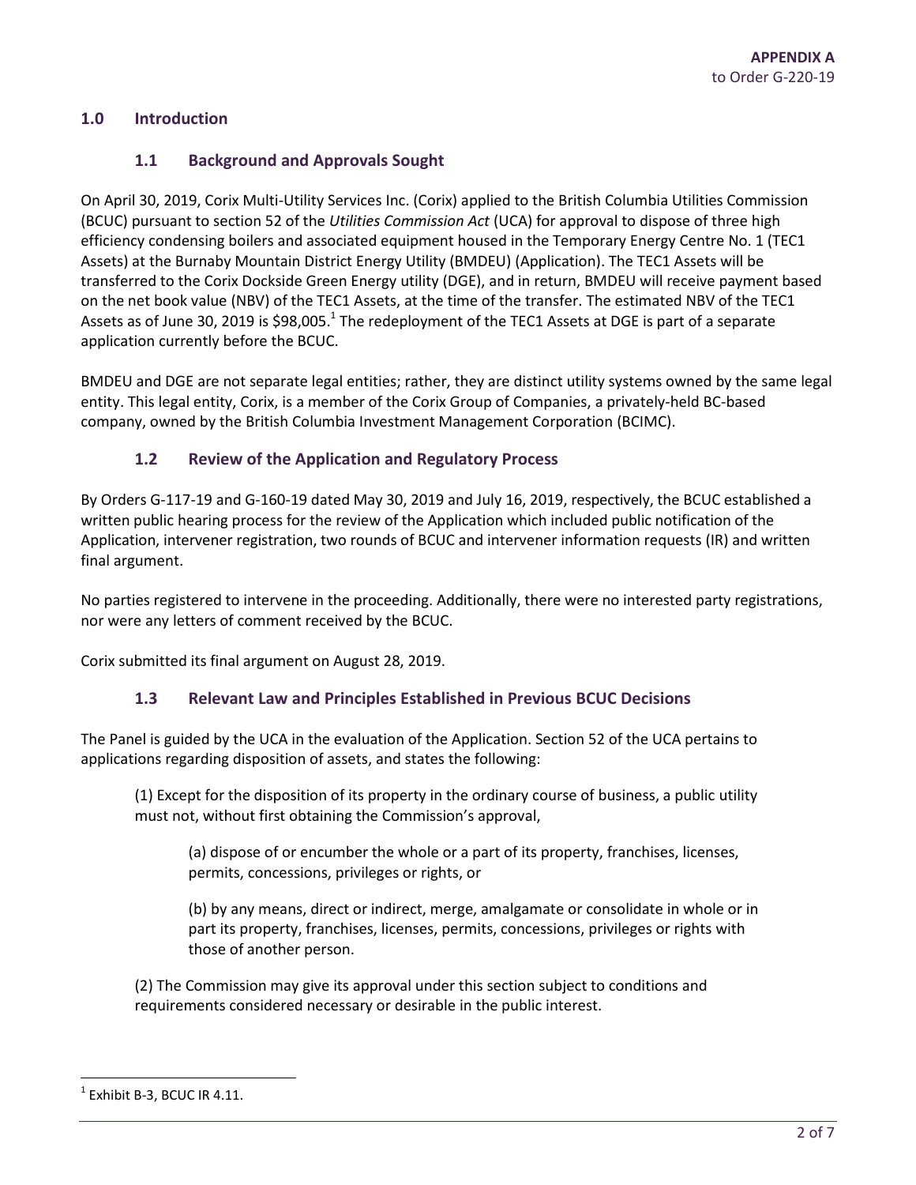## 1.0 Introduction

### 1.1 Background and Approvals Sought

On April 30, 2019, Corix Multi-Utility Services Inc. (Corix) applied to the British Columbia Utilities Commission (BCUC) pursuant to section 52 of the *Utilities Commission Act* (UCA) for approval to dispose of three high efficiency condensing boilers and associated equipment housed in the Temporary Energy Centre No. 1 (TEC1 Assets) at the Burnaby Mountain District Energy Utility (BMDEU) (Application). The TEC1 Assets will be transferred to the Corix Dockside Green Energy utility (DGE), and in return, BMDEU will receive payment based on the net book value (NBV) of the TEC1 Assets, at the time of the transfer. The estimated NBV of the TEC1 Assets as of June 30, 2019 is $98,005.[1] The redeployment of the TEC1 Assets at DGE is part of a separate application currently before the BCUC.

BMDEU and DGE are not separate legal entities; rather, they are distinct utility systems owned by the same legal entity. This legal entity, Corix, is a member of the Corix Group of Companies, a privately-held BC-based company, owned by the British Columbia Investment Management Corporation (BCIMC).

### 1.2 Review of the Application and Regulatory Process

By Orders G-117-19 and G-160-19 dated May 30, 2019 and July 16, 2019, respectively, the BCUC established a written public hearing process for the review of the Application which included public notification of the Application, intervener registration, two rounds of BCUC and intervener information requests (IR) and written final argument.

No parties registered to intervene in the proceeding. Additionally, there were no interested party registrations, nor were any letters of comment received by the BCUC.

Corix submitted its final argument on August 28, 2019.

### 1.3 Relevant Law and Principles Established in Previous BCUC Decisions

The Panel is guided by the UCA in the evaluation of the Application. Section 52 of the UCA pertains to applications regarding disposition of assets, and states the following:

> (1) Except for the disposition of its property in the ordinary course of business, a public utility must not, without first obtaining the Commission's approval,
>
> > (a) dispose of or encumber the whole or a part of its property, franchises, licenses, permits, concessions, privileges or rights, or
> >
> > (b) by any means, direct or indirect, merge, amalgamate or consolidate in whole or in part its property, franchises, licenses, permits, concessions, privileges or rights with those of another person.
>
> (2) The Commission may give its approval under this section subject to conditions and requirements considered necessary or desirable in the public interest.

[1] Exhibit B-3, BCUC IR 4.11.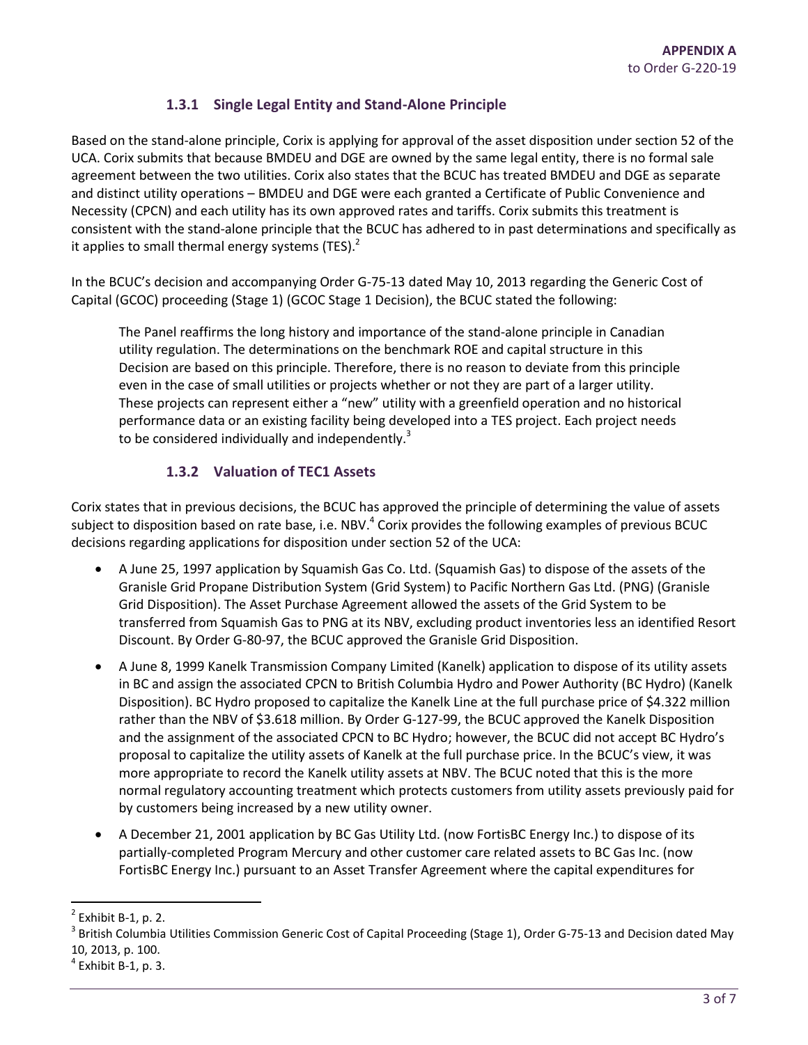### 1.3.1 Single Legal Entity and Stand-Alone Principle

Based on the stand-alone principle, Corix is applying for approval of the asset disposition under section 52 of the UCA. Corix submits that because BMDEU and DGE are owned by the same legal entity, there is no formal sale agreement between the two utilities. Corix also states that the BCUC has treated BMDEU and DGE as separate and distinct utility operations – BMDEU and DGE were each granted a Certificate of Public Convenience and Necessity (CPCN) and each utility has its own approved rates and tariffs. Corix submits this treatment is consistent with the stand-alone principle that the BCUC has adhered to in past determinations and specifically as it applies to small thermal energy systems (TES).[2]

In the BCUC's decision and accompanying Order G-75-13 dated May 10, 2013 regarding the Generic Cost of Capital (GCOC) proceeding (Stage 1) (GCOC Stage 1 Decision), the BCUC stated the following:

> The Panel reaffirms the long history and importance of the stand-alone principle in Canadian utility regulation. The determinations on the benchmark ROE and capital structure in this Decision are based on this principle. Therefore, there is no reason to deviate from this principle even in the case of small utilities or projects whether or not they are part of a larger utility. These projects can represent either a "new" utility with a greenfield operation and no historical performance data or an existing facility being developed into a TES project. Each project needs to be considered individually and independently.[3]

### 1.3.2 Valuation of TEC1 Assets

Corix states that in previous decisions, the BCUC has approved the principle of determining the value of assets subject to disposition based on rate base, i.e. NBV.[4] Corix provides the following examples of previous BCUC decisions regarding applications for disposition under section 52 of the UCA:

- A June 25, 1997 application by Squamish Gas Co. Ltd. (Squamish Gas) to dispose of the assets of the Granisle Grid Propane Distribution System (Grid System) to Pacific Northern Gas Ltd. (PNG) (Granisle Grid Disposition). The Asset Purchase Agreement allowed the assets of the Grid System to be transferred from Squamish Gas to PNG at its NBV, excluding product inventories less an identified Resort Discount. By Order G-80-97, the BCUC approved the Granisle Grid Disposition.
- A June 8, 1999 Kanelk Transmission Company Limited (Kanelk) application to dispose of its utility assets in BC and assign the associated CPCN to British Columbia Hydro and Power Authority (BC Hydro) (Kanelk Disposition). BC Hydro proposed to capitalize the Kanelk Line at the full purchase price of $4.322 million rather than the NBV of $3.618 million. By Order G-127-99, the BCUC approved the Kanelk Disposition and the assignment of the associated CPCN to BC Hydro; however, the BCUC did not accept BC Hydro's proposal to capitalize the utility assets of Kanelk at the full purchase price. In the BCUC's view, it was more appropriate to record the Kanelk utility assets at NBV. The BCUC noted that this is the more normal regulatory accounting treatment which protects customers from utility assets previously paid for by customers being increased by a new utility owner.
- A December 21, 2001 application by BC Gas Utility Ltd. (now FortisBC Energy Inc.) to dispose of its partially-completed Program Mercury and other customer care related assets to BC Gas Inc. (now FortisBC Energy Inc.) pursuant to an Asset Transfer Agreement where the capital expenditures for

---

[2] Exhibit B-1, p. 2.

[3] British Columbia Utilities Commission Generic Cost of Capital Proceeding (Stage 1), Order G-75-13 and Decision dated May 10, 2013, p. 100.

[4] Exhibit B-1, p. 3.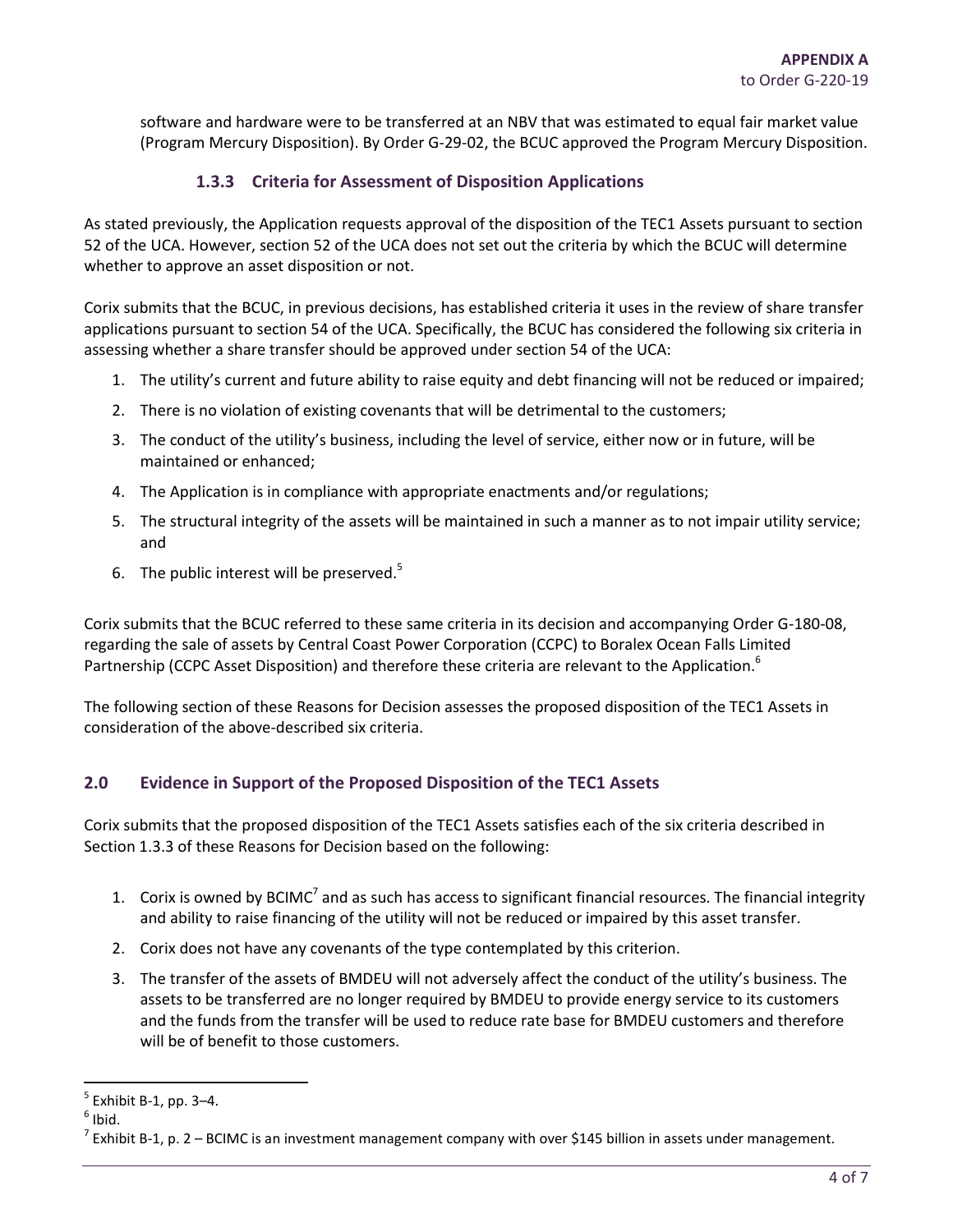software and hardware were to be transferred at an NBV that was estimated to equal fair market value (Program Mercury Disposition). By Order G-29-02, the BCUC approved the Program Mercury Disposition.

### 1.3.3 Criteria for Assessment of Disposition Applications

As stated previously, the Application requests approval of the disposition of the TEC1 Assets pursuant to section 52 of the UCA. However, section 52 of the UCA does not set out the criteria by which the BCUC will determine whether to approve an asset disposition or not.

Corix submits that the BCUC, in previous decisions, has established criteria it uses in the review of share transfer applications pursuant to section 54 of the UCA. Specifically, the BCUC has considered the following six criteria in assessing whether a share transfer should be approved under section 54 of the UCA:

1. The utility's current and future ability to raise equity and debt financing will not be reduced or impaired;
2. There is no violation of existing covenants that will be detrimental to the customers;
3. The conduct of the utility's business, including the level of service, either now or in future, will be maintained or enhanced;
4. The Application is in compliance with appropriate enactments and/or regulations;
5. The structural integrity of the assets will be maintained in such a manner as to not impair utility service; and
6. The public interest will be preserved.[5]

Corix submits that the BCUC referred to these same criteria in its decision and accompanying Order G-180-08, regarding the sale of assets by Central Coast Power Corporation (CCPC) to Boralex Ocean Falls Limited Partnership (CCPC Asset Disposition) and therefore these criteria are relevant to the Application.[6]

The following section of these Reasons for Decision assesses the proposed disposition of the TEC1 Assets in consideration of the above-described six criteria.

## 2.0 Evidence in Support of the Proposed Disposition of the TEC1 Assets

Corix submits that the proposed disposition of the TEC1 Assets satisfies each of the six criteria described in Section 1.3.3 of these Reasons for Decision based on the following:

1. Corix is owned by BCIMC[7] and as such has access to significant financial resources. The financial integrity and ability to raise financing of the utility will not be reduced or impaired by this asset transfer.
2. Corix does not have any covenants of the type contemplated by this criterion.
3. The transfer of the assets of BMDEU will not adversely affect the conduct of the utility's business. The assets to be transferred are no longer required by BMDEU to provide energy service to its customers and the funds from the transfer will be used to reduce rate base for BMDEU customers and therefore will be of benefit to those customers.

---

[5] Exhibit B-1, pp. 3–4.

[6] Ibid.

[7] Exhibit B-1, p. 2 – BCIMC is an investment management company with over $145 billion in assets under management.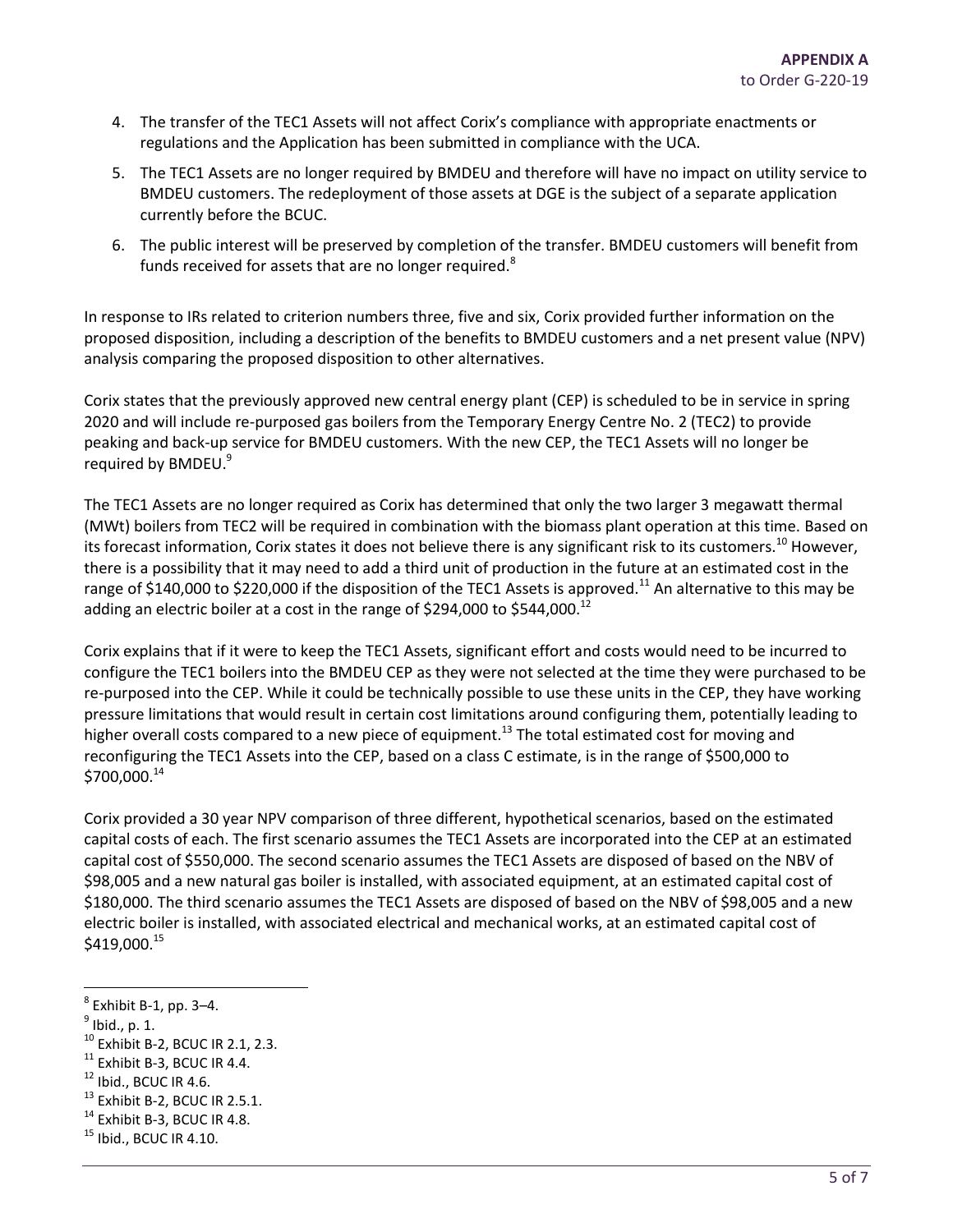4. The transfer of the TEC1 Assets will not affect Corix's compliance with appropriate enactments or regulations and the Application has been submitted in compliance with the UCA.
5. The TEC1 Assets are no longer required by BMDEU and therefore will have no impact on utility service to BMDEU customers. The redeployment of those assets at DGE is the subject of a separate application currently before the BCUC.
6. The public interest will be preserved by completion of the transfer. BMDEU customers will benefit from funds received for assets that are no longer required.[8]

In response to IRs related to criterion numbers three, five and six, Corix provided further information on the proposed disposition, including a description of the benefits to BMDEU customers and a net present value (NPV) analysis comparing the proposed disposition to other alternatives.

Corix states that the previously approved new central energy plant (CEP) is scheduled to be in service in spring 2020 and will include re-purposed gas boilers from the Temporary Energy Centre No. 2 (TEC2) to provide peaking and back-up service for BMDEU customers. With the new CEP, the TEC1 Assets will no longer be required by BMDEU.[9]

The TEC1 Assets are no longer required as Corix has determined that only the two larger 3 megawatt thermal (MWt) boilers from TEC2 will be required in combination with the biomass plant operation at this time. Based on its forecast information, Corix states it does not believe there is any significant risk to its customers.[10] However, there is a possibility that it may need to add a third unit of production in the future at an estimated cost in the range of $140,000 to $220,000 if the disposition of the TEC1 Assets is approved.[11] An alternative to this may be adding an electric boiler at a cost in the range of $294,000 to $544,000.[12]

Corix explains that if it were to keep the TEC1 Assets, significant effort and costs would need to be incurred to configure the TEC1 boilers into the BMDEU CEP as they were not selected at the time they were purchased to be re-purposed into the CEP. While it could be technically possible to use these units in the CEP, they have working pressure limitations that would result in certain cost limitations around configuring them, potentially leading to higher overall costs compared to a new piece of equipment.[13] The total estimated cost for moving and reconfiguring the TEC1 Assets into the CEP, based on a class C estimate, is in the range of $500,000 to $700,000.[14]

Corix provided a 30 year NPV comparison of three different, hypothetical scenarios, based on the estimated capital costs of each. The first scenario assumes the TEC1 Assets are incorporated into the CEP at an estimated capital cost of $550,000. The second scenario assumes the TEC1 Assets are disposed of based on the NBV of $98,005 and a new natural gas boiler is installed, with associated equipment, at an estimated capital cost of $180,000. The third scenario assumes the TEC1 Assets are disposed of based on the NBV of $98,005 and a new electric boiler is installed, with associated electrical and mechanical works, at an estimated capital cost of $419,000.[15]

---

[8] Exhibit B-1, pp. 3–4.
[9] Ibid., p. 1.
[10] Exhibit B-2, BCUC IR 2.1, 2.3.
[11] Exhibit B-3, BCUC IR 4.4.
[12] Ibid., BCUC IR 4.6.
[13] Exhibit B-2, BCUC IR 2.5.1.
[14] Exhibit B-3, BCUC IR 4.8.
[15] Ibid., BCUC IR 4.10.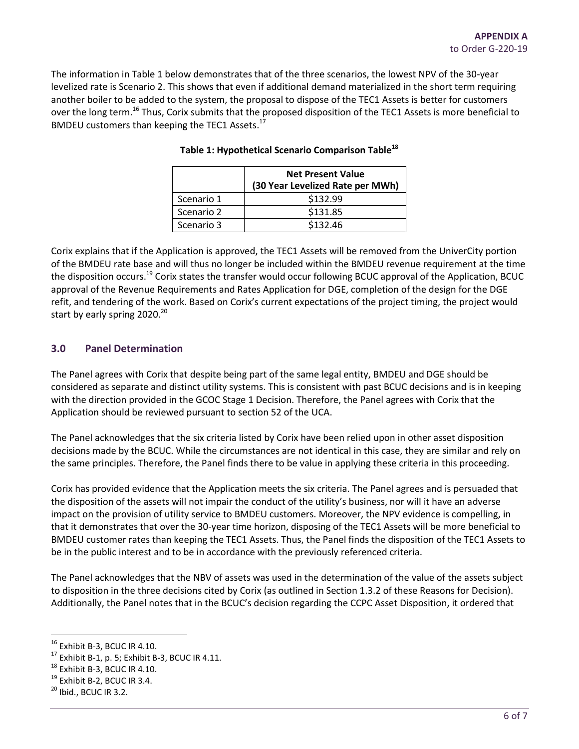The information in Table 1 below demonstrates that of the three scenarios, the lowest NPV of the 30-year levelized rate is Scenario 2. This shows that even if additional demand materialized in the short term requiring another boiler to be added to the system, the proposal to dispose of the TEC1 Assets is better for customers over the long term.[16] Thus, Corix submits that the proposed disposition of the TEC1 Assets is more beneficial to BMDEU customers than keeping the TEC1 Assets.[17]

**Table 1: Hypothetical Scenario Comparison Table[18]**

| | Net Present Value (30 Year Levelized Rate per MWh) |
|---|---|
| Scenario 1 | \$132.99 |
| Scenario 2 | \$131.85 |
| Scenario 3 | \$132.46 |

Corix explains that if the Application is approved, the TEC1 Assets will be removed from the UniverCity portion of the BMDEU rate base and will thus no longer be included within the BMDEU revenue requirement at the time the disposition occurs.[19] Corix states the transfer would occur following BCUC approval of the Application, BCUC approval of the Revenue Requirements and Rates Application for DGE, completion of the design for the DGE refit, and tendering of the work. Based on Corix's current expectations of the project timing, the project would start by early spring 2020.[20]

## 3.0 Panel Determination

The Panel agrees with Corix that despite being part of the same legal entity, BMDEU and DGE should be considered as separate and distinct utility systems. This is consistent with past BCUC decisions and is in keeping with the direction provided in the GCOC Stage 1 Decision. Therefore, the Panel agrees with Corix that the Application should be reviewed pursuant to section 52 of the UCA.

The Panel acknowledges that the six criteria listed by Corix have been relied upon in other asset disposition decisions made by the BCUC. While the circumstances are not identical in this case, they are similar and rely on the same principles. Therefore, the Panel finds there to be value in applying these criteria in this proceeding.

Corix has provided evidence that the Application meets the six criteria. The Panel agrees and is persuaded that the disposition of the assets will not impair the conduct of the utility's business, nor will it have an adverse impact on the provision of utility service to BMDEU customers. Moreover, the NPV evidence is compelling, in that it demonstrates that over the 30-year time horizon, disposing of the TEC1 Assets will be more beneficial to BMDEU customer rates than keeping the TEC1 Assets. Thus, the Panel finds the disposition of the TEC1 Assets to be in the public interest and to be in accordance with the previously referenced criteria.

The Panel acknowledges that the NBV of assets was used in the determination of the value of the assets subject to disposition in the three decisions cited by Corix (as outlined in Section 1.3.2 of these Reasons for Decision). Additionally, the Panel notes that in the BCUC's decision regarding the CCPC Asset Disposition, it ordered that

---

[16] Exhibit B-3, BCUC IR 4.10.
[17] Exhibit B-1, p. 5; Exhibit B-3, BCUC IR 4.11.
[18] Exhibit B-3, BCUC IR 4.10.
[19] Exhibit B-2, BCUC IR 3.4.
[20] Ibid., BCUC IR 3.2.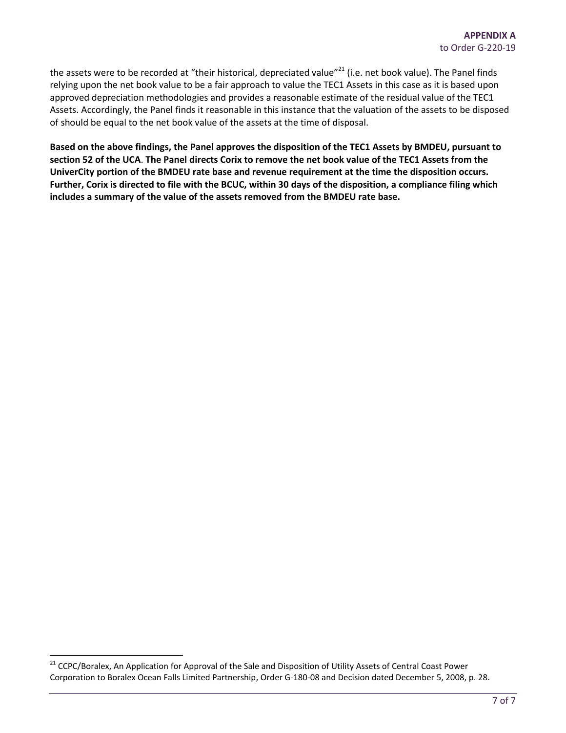the assets were to be recorded at "their historical, depreciated value"[21] (i.e. net book value). The Panel finds relying upon the net book value to be a fair approach to value the TEC1 Assets in this case as it is based upon approved depreciation methodologies and provides a reasonable estimate of the residual value of the TEC1 Assets. Accordingly, the Panel finds it reasonable in this instance that the valuation of the assets to be disposed of should be equal to the net book value of the assets at the time of disposal.

**Based on the above findings, the Panel approves the disposition of the TEC1 Assets by BMDEU, pursuant to section 52 of the UCA. The Panel directs Corix to remove the net book value of the TEC1 Assets from the UniverCity portion of the BMDEU rate base and revenue requirement at the time the disposition occurs. Further, Corix is directed to file with the BCUC, within 30 days of the disposition, a compliance filing which includes a summary of the value of the assets removed from the BMDEU rate base.**

[21] CCPC/Boralex, An Application for Approval of the Sale and Disposition of Utility Assets of Central Coast Power Corporation to Boralex Ocean Falls Limited Partnership, Order G-180-08 and Decision dated December 5, 2008, p. 28.